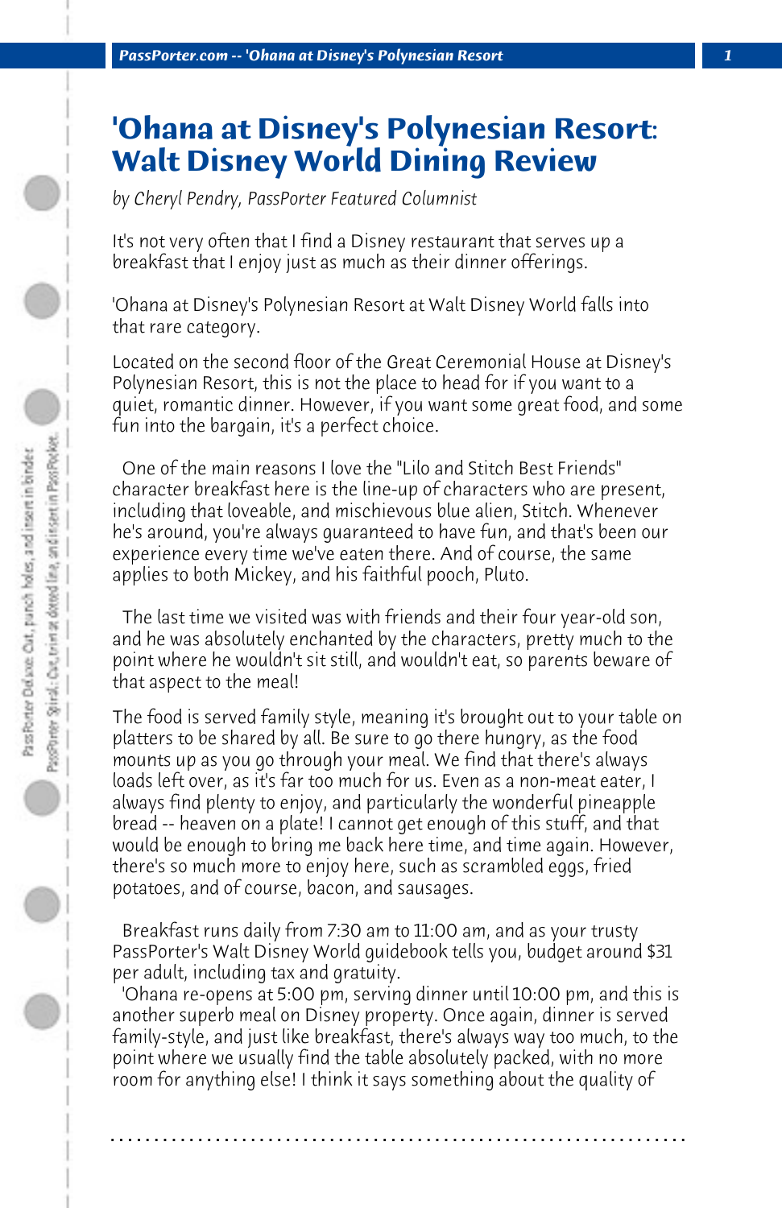# 'Ohana at Disney's Polynesian Resort: Walt Disney World Dining Review

*by Cheryl Pendry, PassPorter Featured Columnist*

It's not very often that I find a Disney restaurant that serves up a breakfast that I enjoy just as much as their dinner offerings.

'Ohana at Disney's Polynesian Resort at Walt Disney World falls into that rare category.

Located on the second floor of the Great Ceremonial House at Disney's Polynesian Resort, this is not the place to head for if you want to a quiet, romantic dinner. However, if you want some great food, and some fun into the bargain, it's a perfect choice.

One of the main reasons I love the "Lilo and Stitch Best Friends" character breakfast here is the line-up of characters who are present, including that loveable, and mischievous blue alien, Stitch. Whenever he's around, you're always guaranteed to have fun, and that's been our experience every time we've eaten there. And of course, the same applies to both Mickey, and his faithful pooch, Pluto.

The last time we visited was with friends and their four year-old son, and he was absolutely enchanted by the characters, pretty much to the point where he wouldn't sit still, and wouldn't eat, so parents beware of that aspect to the meal!

The food is served family style, meaning it's brought out to your table on platters to be shared by all. Be sure to go there hungry, as the food mounts up as you go through your meal. We find that there's always loads left over, as it's far too much for us. Even as a non-meat eater, I always find plenty to enjoy, and particularly the wonderful pineapple bread -- heaven on a plate! I cannot get enough of this stuff, and that would be enough to bring me back here time, and time again. However, there's so much more to enjoy here, such as scrambled eggs, fried potatoes, and of course, bacon, and sausages.

Breakfast runs daily from 7:30 am to 11:00 am, and as your trusty PassPorter's Walt Disney World guidebook tells you, budget around $31 per adult, including tax and gratuity.

'Ohana re-opens at 5:00 pm, serving dinner until 10:00 pm, and this is another superb meal on Disney property. Once again, dinner is served family-style, and just like breakfast, there's always way too much, to the point where we usually find the table absolutely packed, with no more room for anything else! I think it says something about the quality of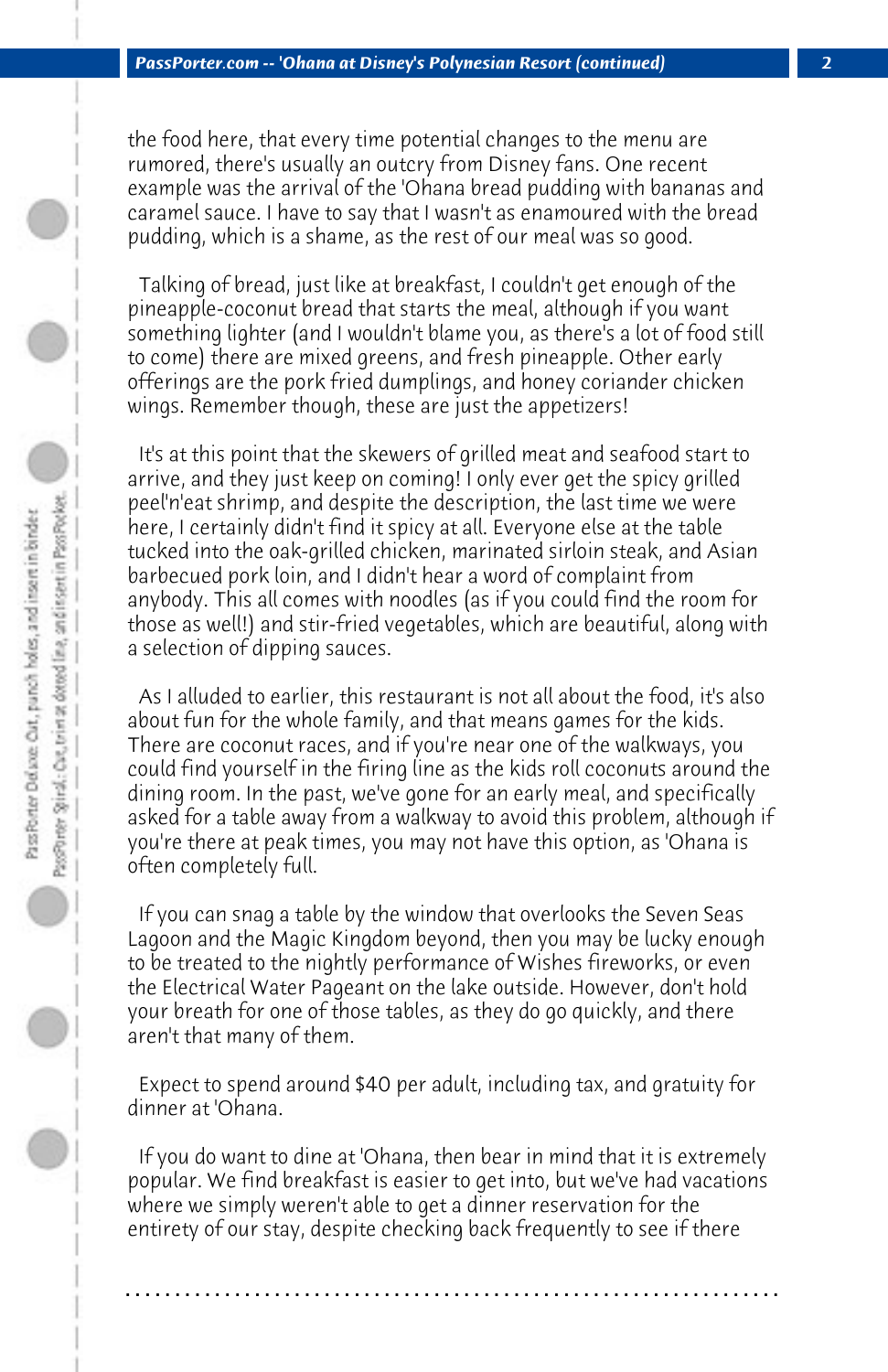the food here, that every time potential changes to the menu are rumored, there's usually an outcry from Disney fans. One recent example was the arrival of the 'Ohana bread pudding with bananas and caramel sauce. I have to say that I wasn't as enamoured with the bread pudding, which is a shame, as the rest of our meal was so good.

Talking of bread, just like at breakfast, I couldn't get enough of the pineapple-coconut bread that starts the meal, although if you want something lighter (and I wouldn't blame you, as there's a lot of food still to come) there are mixed greens, and fresh pineapple. Other early offerings are the pork fried dumplings, and honey coriander chicken wings. Remember though, these are just the appetizers!

It's at this point that the skewers of grilled meat and seafood start to arrive, and they just keep on coming! I only ever get the spicy grilled peel'n'eat shrimp, and despite the description, the last time we were here, I certainly didn't find it spicy at all. Everyone else at the table tucked into the oak-grilled chicken, marinated sirloin steak, and Asian barbecued pork loin, and I didn't hear a word of complaint from anybody. This all comes with noodles (as if you could find the room for those as well!) and stir-fried vegetables, which are beautiful, along with a selection of dipping sauces.

As I alluded to earlier, this restaurant is not all about the food, it's also about fun for the whole family, and that means games for the kids. There are coconut races, and if you're near one of the walkways, you could find yourself in the firing line as the kids roll coconuts around the dining room. In the past, we've gone for an early meal, and specifically asked for a table away from a walkway to avoid this problem, although if you're there at peak times, you may not have this option, as 'Ohana is often completely full.

If you can snag a table by the window that overlooks the Seven Seas Lagoon and the Magic Kingdom beyond, then you may be lucky enough to be treated to the nightly performance of Wishes fireworks, or even the Electrical Water Pageant on the lake outside. However, don't hold your breath for one of those tables, as they do go quickly, and there aren't that many of them.

Expect to spend around $40 per adult, including tax, and gratuity for dinner at 'Ohana.

If you do want to dine at 'Ohana, then bear in mind that it is extremely popular. We find breakfast is easier to get into, but we've had vacations where we simply weren't able to get a dinner reservation for the entirety of our stay, despite checking back frequently to see if there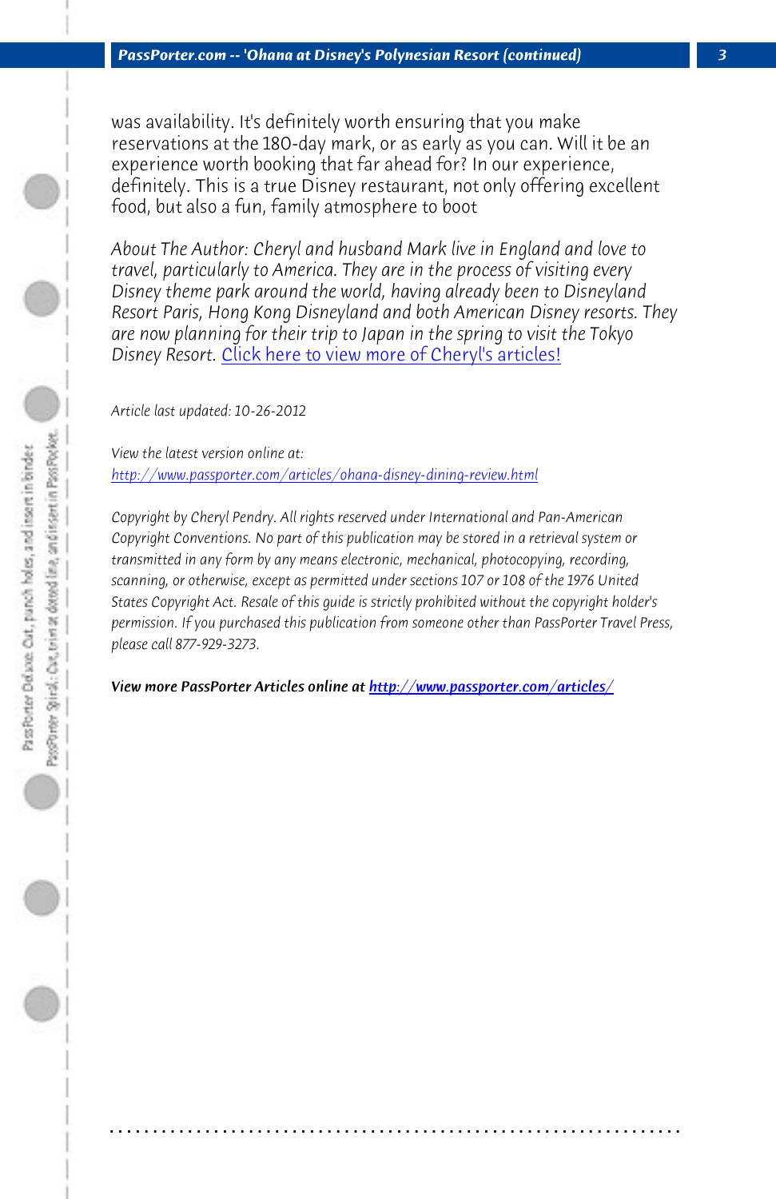was availability. It's definitely worth ensuring that you make reservations at the 180-day mark, or as early as you can. Will it be an experience worth booking that far ahead for? In our experience, definitely. This is a true Disney restaurant, not only offering excellent food, but also a fun, family atmosphere to boot

*About The Author: Cheryl and husband Mark live in England and love to travel, particularly to America. They are in the process of visiting every Disney theme park around the world, having already been to Disneyland Resort Paris, Hong Kong Disneyland and both American Disney resorts. They are now planning for their trip to Japan in the spring to visit the Tokyo Disney Resort.* Click here to view more of Cheryl's articles!

*Article last updated: 10-26-2012*

*View the latest version online at:*
*http://www.passporter.com/articles/ohana-disney-dining-review.html*

*Copyright by Cheryl Pendry. All rights reserved under International and Pan-American Copyright Conventions. No part of this publication may be stored in a retrieval system or transmitted in any form by any means electronic, mechanical, photocopying, recording, scanning, or otherwise, except as permitted under sections 107 or 108 of the 1976 United States Copyright Act. Resale of this guide is strictly prohibited without the copyright holder's permission. If you purchased this publication from someone other than PassPorter Travel Press, please call 877-929-3273.*

***View more PassPorter Articles online at http://www.passporter.com/articles/***